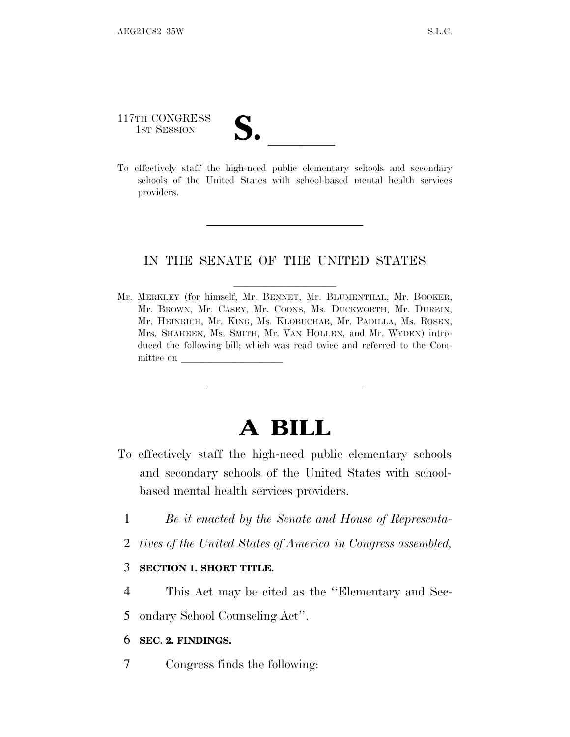117TH CONGRESS
1ST SESSION

# S. \_\_\_\_\_\_

To effectively staff the high-need public elementary schools and secondary schools of the United States with school-based mental health services providers.

---

IN THE SENATE OF THE UNITED STATES

Mr. MERKLEY (for himself, Mr. BENNET, Mr. BLUMENTHAL, Mr. BOOKER, Mr. BROWN, Mr. CASEY, Mr. COONS, Ms. DUCKWORTH, Mr. DURBIN, Mr. HEINRICH, Mr. KING, Ms. KLOBUCHAR, Mr. PADILLA, Ms. ROSEN, Mrs. SHAHEEN, Ms. SMITH, Mr. VAN HOLLEN, and Mr. WYDEN) introduced the following bill; which was read twice and referred to the Committee on \_\_\_\_\_\_\_\_\_\_\_\_\_\_\_\_\_\_\_\_

---

# A BILL

To effectively staff the high-need public elementary schools and secondary schools of the United States with school-based mental health services providers.

1 *Be it enacted by the Senate and House of Representa-*
2 *tives of the United States of America in Congress assembled,*

3 **SECTION 1. SHORT TITLE.**

4 This Act may be cited as the ''Elementary and Sec-
5 ondary School Counseling Act''.

6 **SEC. 2. FINDINGS.**

7 Congress finds the following: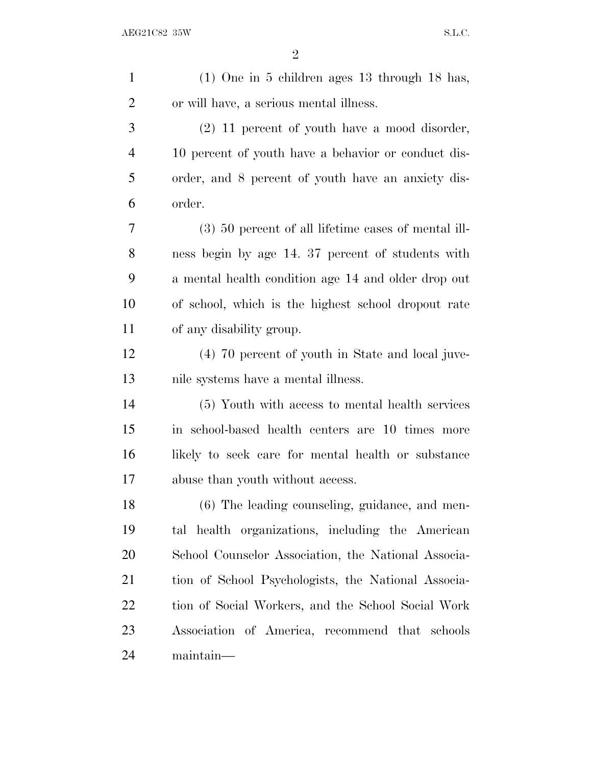(1) One in 5 children ages 13 through 18 has, or will have, a serious mental illness.

(2) 11 percent of youth have a mood disorder, 10 percent of youth have a behavior or conduct disorder, and 8 percent of youth have an anxiety disorder.

(3) 50 percent of all lifetime cases of mental illness begin by age 14. 37 percent of students with a mental health condition age 14 and older drop out of school, which is the highest school dropout rate of any disability group.

(4) 70 percent of youth in State and local juvenile systems have a mental illness.

(5) Youth with access to mental health services in school-based health centers are 10 times more likely to seek care for mental health or substance abuse than youth without access.

(6) The leading counseling, guidance, and mental health organizations, including the American School Counselor Association, the National Association of School Psychologists, the National Association of Social Workers, and the School Social Work Association of America, recommend that schools maintain—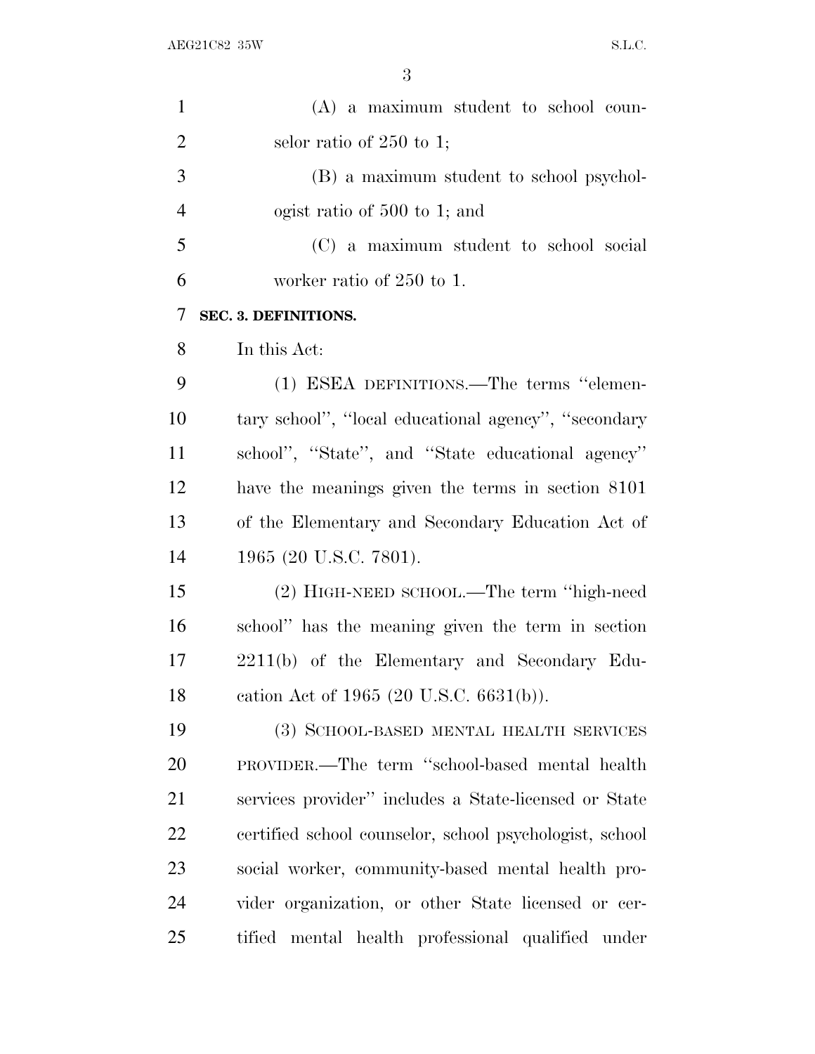(A) a maximum student to school counselor ratio of 250 to 1;

(B) a maximum student to school psychologist ratio of 500 to 1; and

(C) a maximum student to school social worker ratio of 250 to 1.

**SEC. 3. DEFINITIONS.**

In this Act:

(1) ESEA DEFINITIONS.—The terms ''elementary school'', ''local educational agency'', ''secondary school'', ''State'', and ''State educational agency'' have the meanings given the terms in section 8101 of the Elementary and Secondary Education Act of 1965 (20 U.S.C. 7801).

(2) HIGH-NEED SCHOOL.—The term ''high-need school'' has the meaning given the term in section 2211(b) of the Elementary and Secondary Education Act of 1965 (20 U.S.C. 6631(b)).

(3) SCHOOL-BASED MENTAL HEALTH SERVICES PROVIDER.—The term ''school-based mental health services provider'' includes a State-licensed or State certified school counselor, school psychologist, school social worker, community-based mental health provider organization, or other State licensed or certified mental health professional qualified under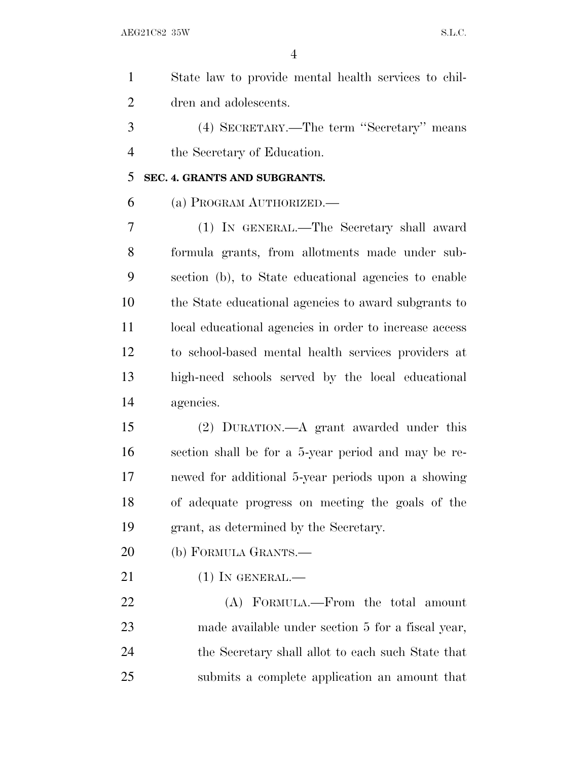State law to provide mental health services to children and adolescents.

(4) SECRETARY.—The term "Secretary" means the Secretary of Education.

**SEC. 4. GRANTS AND SUBGRANTS.**

(a) PROGRAM AUTHORIZED.—

(1) IN GENERAL.—The Secretary shall award formula grants, from allotments made under subsection (b), to State educational agencies to enable the State educational agencies to award subgrants to local educational agencies in order to increase access to school-based mental health services providers at high-need schools served by the local educational agencies.

(2) DURATION.—A grant awarded under this section shall be for a 5-year period and may be renewed for additional 5-year periods upon a showing of adequate progress on meeting the goals of the grant, as determined by the Secretary.

(b) FORMULA GRANTS.—

(1) IN GENERAL.—

(A) FORMULA.—From the total amount made available under section 5 for a fiscal year, the Secretary shall allot to each such State that submits a complete application an amount that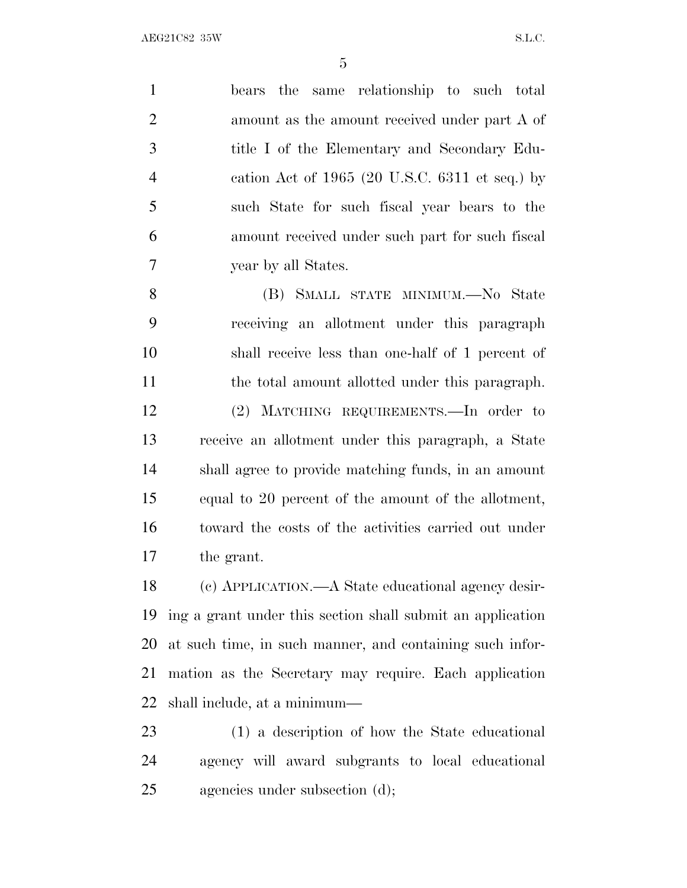bears the same relationship to such total amount as the amount received under part A of title I of the Elementary and Secondary Education Act of 1965 (20 U.S.C. 6311 et seq.) by such State for such fiscal year bears to the amount received under such part for such fiscal year by all States.

(B) SMALL STATE MINIMUM.—No State receiving an allotment under this paragraph shall receive less than one-half of 1 percent of the total amount allotted under this paragraph.

(2) MATCHING REQUIREMENTS.—In order to receive an allotment under this paragraph, a State shall agree to provide matching funds, in an amount equal to 20 percent of the amount of the allotment, toward the costs of the activities carried out under the grant.

(c) APPLICATION.—A State educational agency desiring a grant under this section shall submit an application at such time, in such manner, and containing such information as the Secretary may require. Each application shall include, at a minimum—

(1) a description of how the State educational agency will award subgrants to local educational agencies under subsection (d);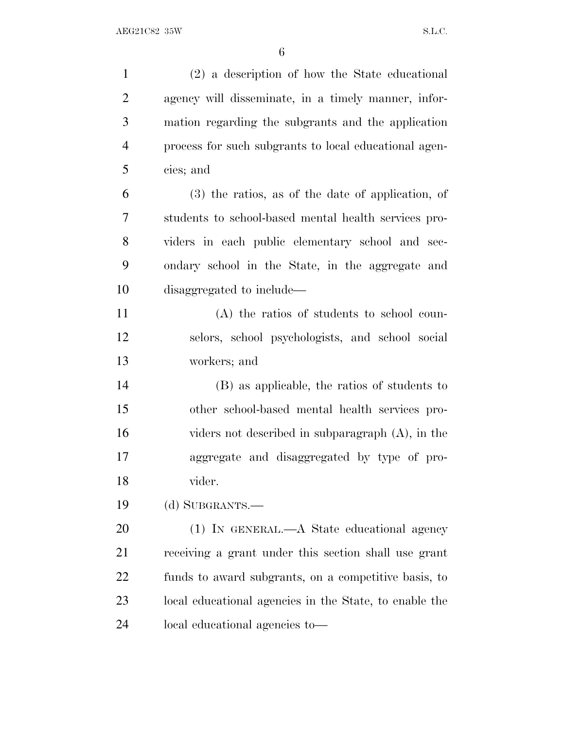(2) a description of how the State educational agency will disseminate, in a timely manner, information regarding the subgrants and the application process for such subgrants to local educational agencies; and

(3) the ratios, as of the date of application, of students to school-based mental health services providers in each public elementary school and secondary school in the State, in the aggregate and disaggregated to include—

(A) the ratios of students to school counselors, school psychologists, and school social workers; and

(B) as applicable, the ratios of students to other school-based mental health services providers not described in subparagraph (A), in the aggregate and disaggregated by type of provider.

(d) SUBGRANTS.—

(1) IN GENERAL.—A State educational agency receiving a grant under this section shall use grant funds to award subgrants, on a competitive basis, to local educational agencies in the State, to enable the local educational agencies to—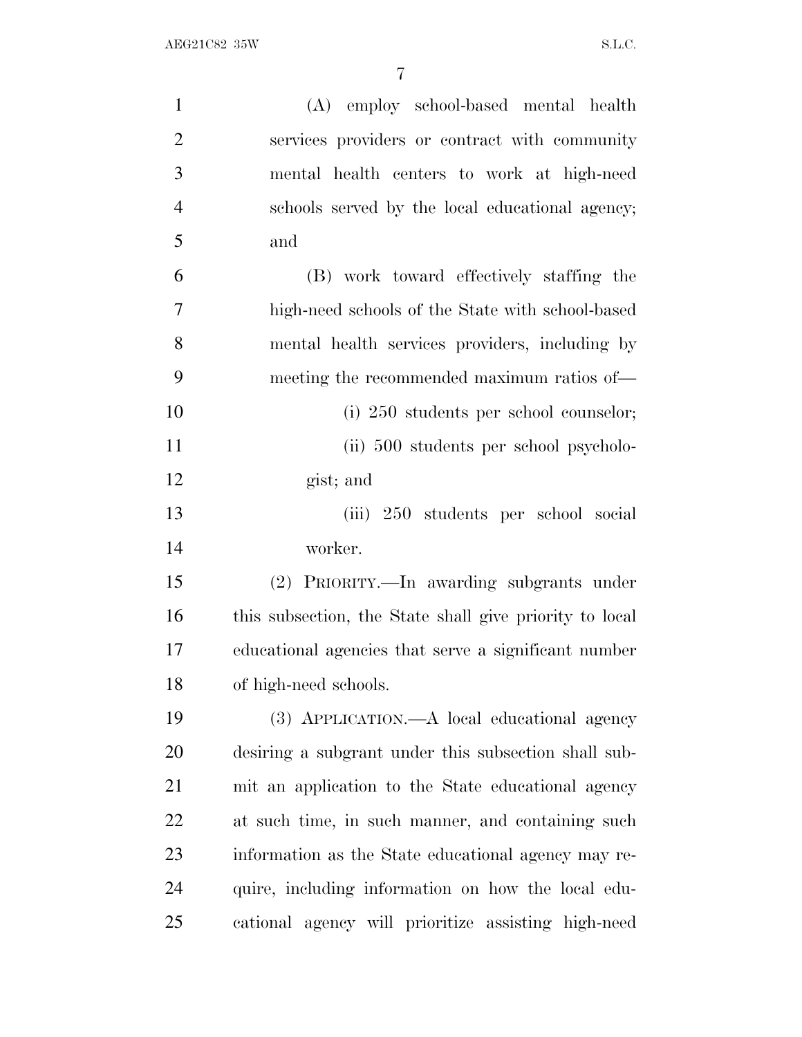(A) employ school-based mental health services providers or contract with community mental health centers to work at high-need schools served by the local educational agency; and

(B) work toward effectively staffing the high-need schools of the State with school-based mental health services providers, including by meeting the recommended maximum ratios of—

(i) 250 students per school counselor;

(ii) 500 students per school psychologist; and

(iii) 250 students per school social worker.

(2) PRIORITY.—In awarding subgrants under this subsection, the State shall give priority to local educational agencies that serve a significant number of high-need schools.

(3) APPLICATION.—A local educational agency desiring a subgrant under this subsection shall submit an application to the State educational agency at such time, in such manner, and containing such information as the State educational agency may require, including information on how the local educational agency will prioritize assisting high-need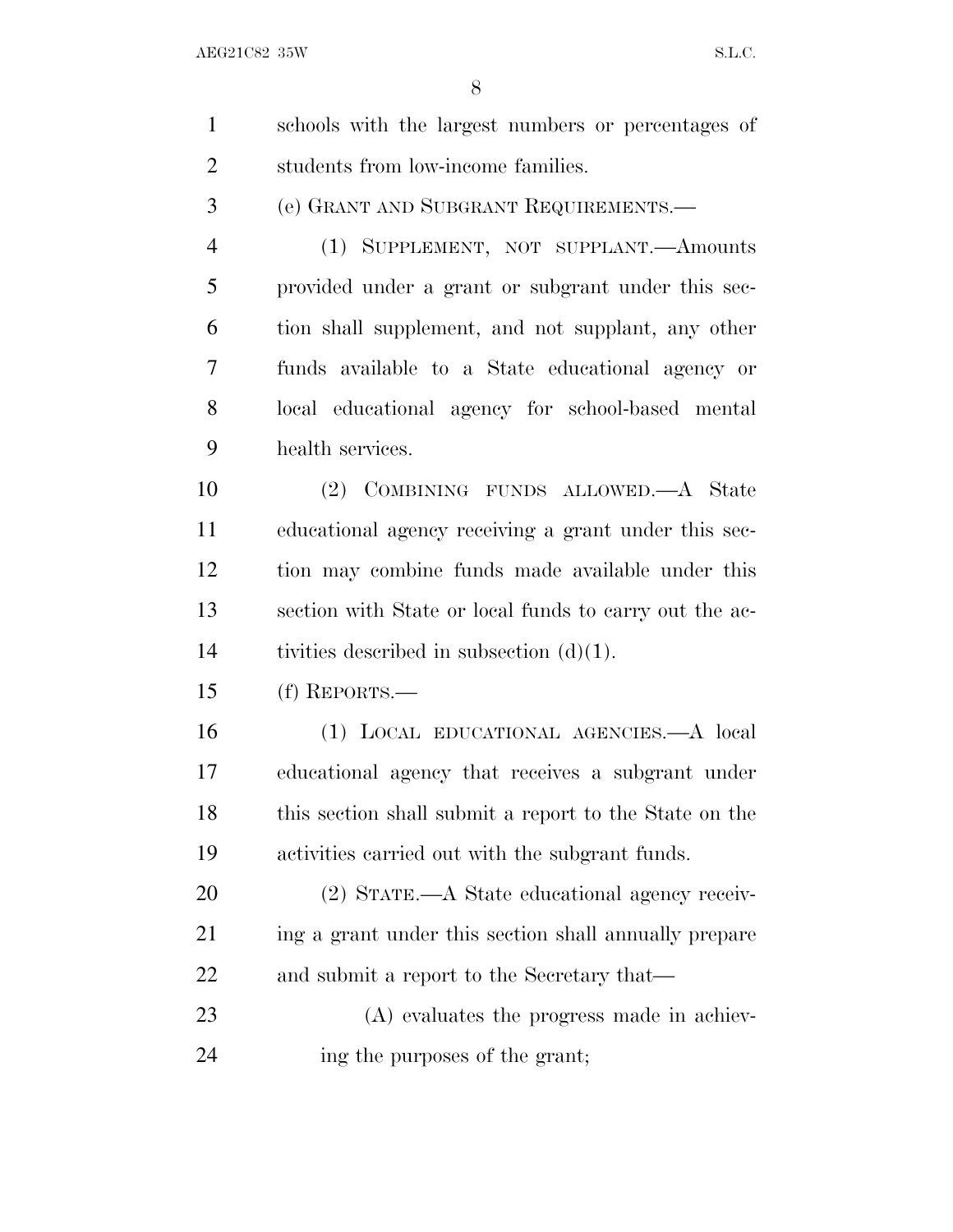schools with the largest numbers or percentages of students from low-income families.

(e) GRANT AND SUBGRANT REQUIREMENTS.—

(1) SUPPLEMENT, NOT SUPPLANT.—Amounts provided under a grant or subgrant under this section shall supplement, and not supplant, any other funds available to a State educational agency or local educational agency for school-based mental health services.

(2) COMBINING FUNDS ALLOWED.—A State educational agency receiving a grant under this section may combine funds made available under this section with State or local funds to carry out the activities described in subsection (d)(1).

(f) REPORTS.—

(1) LOCAL EDUCATIONAL AGENCIES.—A local educational agency that receives a subgrant under this section shall submit a report to the State on the activities carried out with the subgrant funds.

(2) STATE.—A State educational agency receiving a grant under this section shall annually prepare and submit a report to the Secretary that—

(A) evaluates the progress made in achieving the purposes of the grant;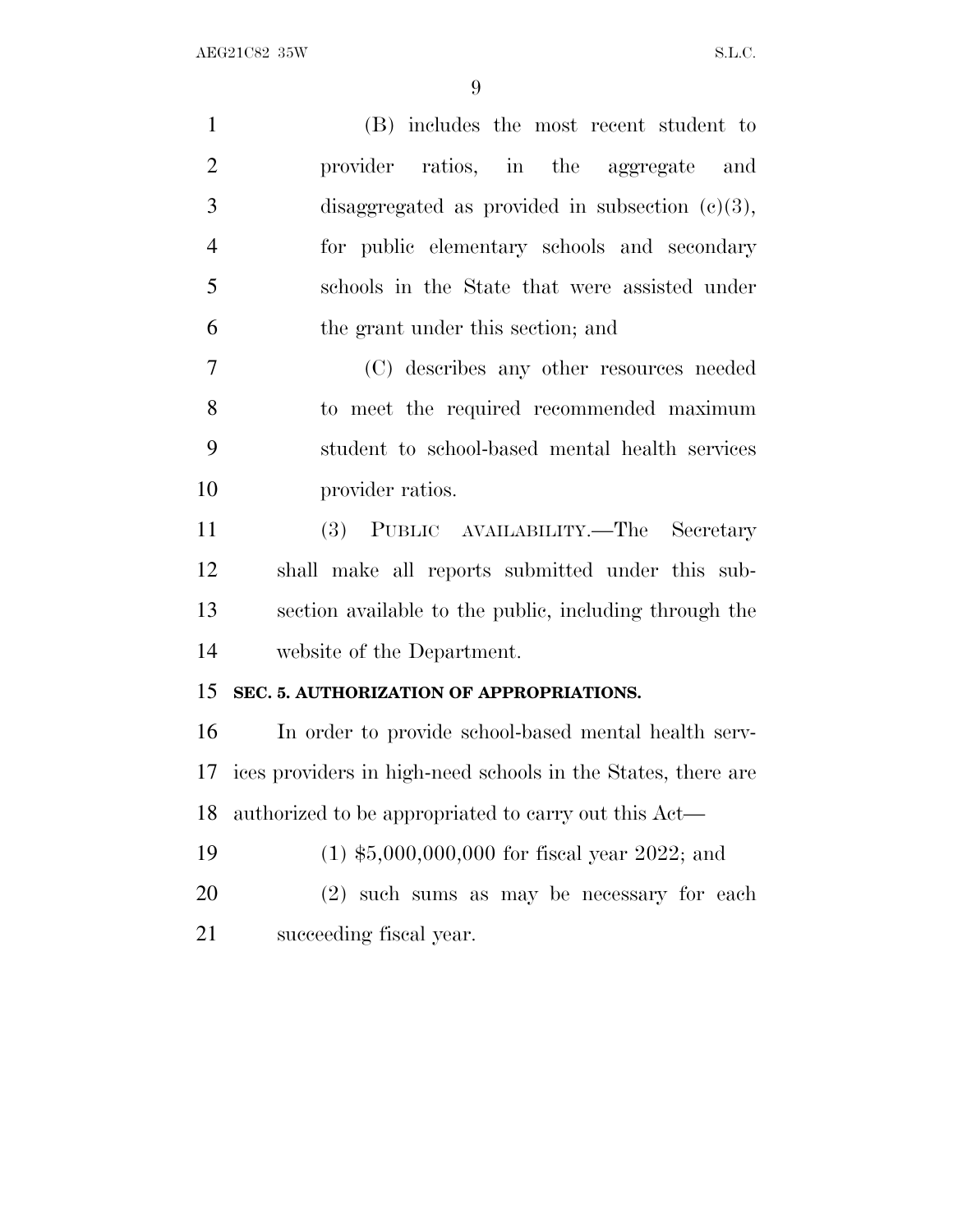(B) includes the most recent student to provider ratios, in the aggregate and disaggregated as provided in subsection (c)(3), for public elementary schools and secondary schools in the State that were assisted under the grant under this section; and

(C) describes any other resources needed to meet the required recommended maximum student to school-based mental health services provider ratios.

(3) PUBLIC AVAILABILITY.—The Secretary shall make all reports submitted under this subsection available to the public, including through the website of the Department.

**SEC. 5. AUTHORIZATION OF APPROPRIATIONS.**

In order to provide school-based mental health services providers in high-need schools in the States, there are authorized to be appropriated to carry out this Act—

(1) $5,000,000,000 for fiscal year 2022; and

(2) such sums as may be necessary for each succeeding fiscal year.